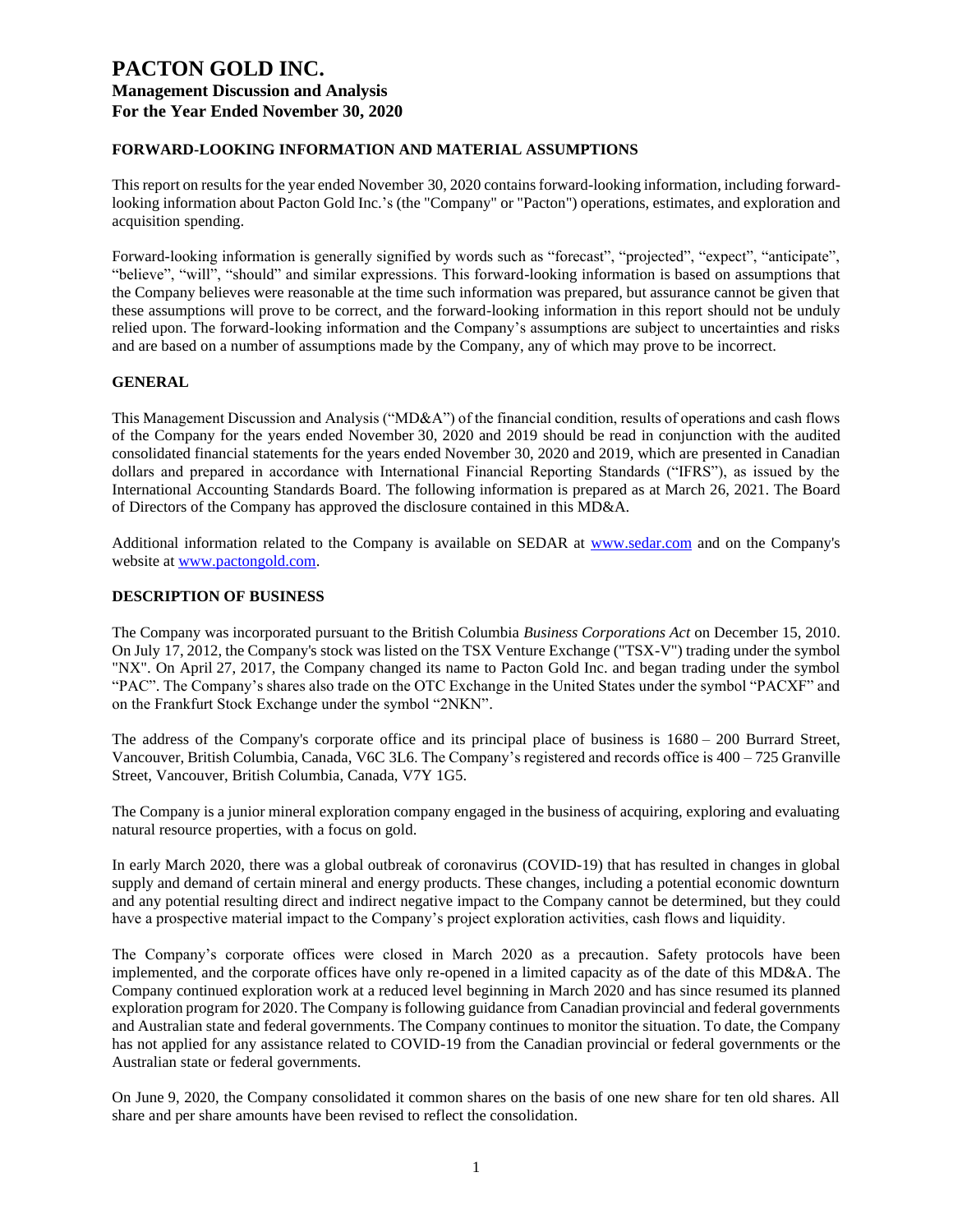# PACTON GOLD INC.

## Management Discussion and Analysis

## For the Year Ended November 30, 2020

### FORWARD-LOOKING INFORMATION AND MATERIAL ASSUMPTIONS

This report on results for the year ended November 30, 2020 contains forward-looking information, including forward-looking information about Pacton Gold Inc.'s (the "Company" or "Pacton") operations, estimates, and exploration and acquisition spending.

Forward-looking information is generally signified by words such as "forecast", "projected", "expect", "anticipate", "believe", "will", "should" and similar expressions. This forward-looking information is based on assumptions that the Company believes were reasonable at the time such information was prepared, but assurance cannot be given that these assumptions will prove to be correct, and the forward-looking information in this report should not be unduly relied upon. The forward-looking information and the Company's assumptions are subject to uncertainties and risks and are based on a number of assumptions made by the Company, any of which may prove to be incorrect.

### GENERAL

This Management Discussion and Analysis ("MD&A") of the financial condition, results of operations and cash flows of the Company for the years ended November 30, 2020 and 2019 should be read in conjunction with the audited consolidated financial statements for the years ended November 30, 2020 and 2019, which are presented in Canadian dollars and prepared in accordance with International Financial Reporting Standards ("IFRS"), as issued by the International Accounting Standards Board. The following information is prepared as at March 26, 2021. The Board of Directors of the Company has approved the disclosure contained in this MD&A.

Additional information related to the Company is available on SEDAR at www.sedar.com and on the Company's website at www.pactongold.com.

### DESCRIPTION OF BUSINESS

The Company was incorporated pursuant to the British Columbia *Business Corporations Act* on December 15, 2010. On July 17, 2012, the Company's stock was listed on the TSX Venture Exchange ("TSX-V") trading under the symbol "NX". On April 27, 2017, the Company changed its name to Pacton Gold Inc. and began trading under the symbol "PAC". The Company's shares also trade on the OTC Exchange in the United States under the symbol "PACXF" and on the Frankfurt Stock Exchange under the symbol "2NKN".

The address of the Company's corporate office and its principal place of business is 1680 – 200 Burrard Street, Vancouver, British Columbia, Canada, V6C 3L6. The Company's registered and records office is 400 – 725 Granville Street, Vancouver, British Columbia, Canada, V7Y 1G5.

The Company is a junior mineral exploration company engaged in the business of acquiring, exploring and evaluating natural resource properties, with a focus on gold.

In early March 2020, there was a global outbreak of coronavirus (COVID-19) that has resulted in changes in global supply and demand of certain mineral and energy products. These changes, including a potential economic downturn and any potential resulting direct and indirect negative impact to the Company cannot be determined, but they could have a prospective material impact to the Company's project exploration activities, cash flows and liquidity.

The Company's corporate offices were closed in March 2020 as a precaution. Safety protocols have been implemented, and the corporate offices have only re-opened in a limited capacity as of the date of this MD&A. The Company continued exploration work at a reduced level beginning in March 2020 and has since resumed its planned exploration program for 2020. The Company is following guidance from Canadian provincial and federal governments and Australian state and federal governments. The Company continues to monitor the situation. To date, the Company has not applied for any assistance related to COVID-19 from the Canadian provincial or federal governments or the Australian state or federal governments.

On June 9, 2020, the Company consolidated it common shares on the basis of one new share for ten old shares. All share and per share amounts have been revised to reflect the consolidation.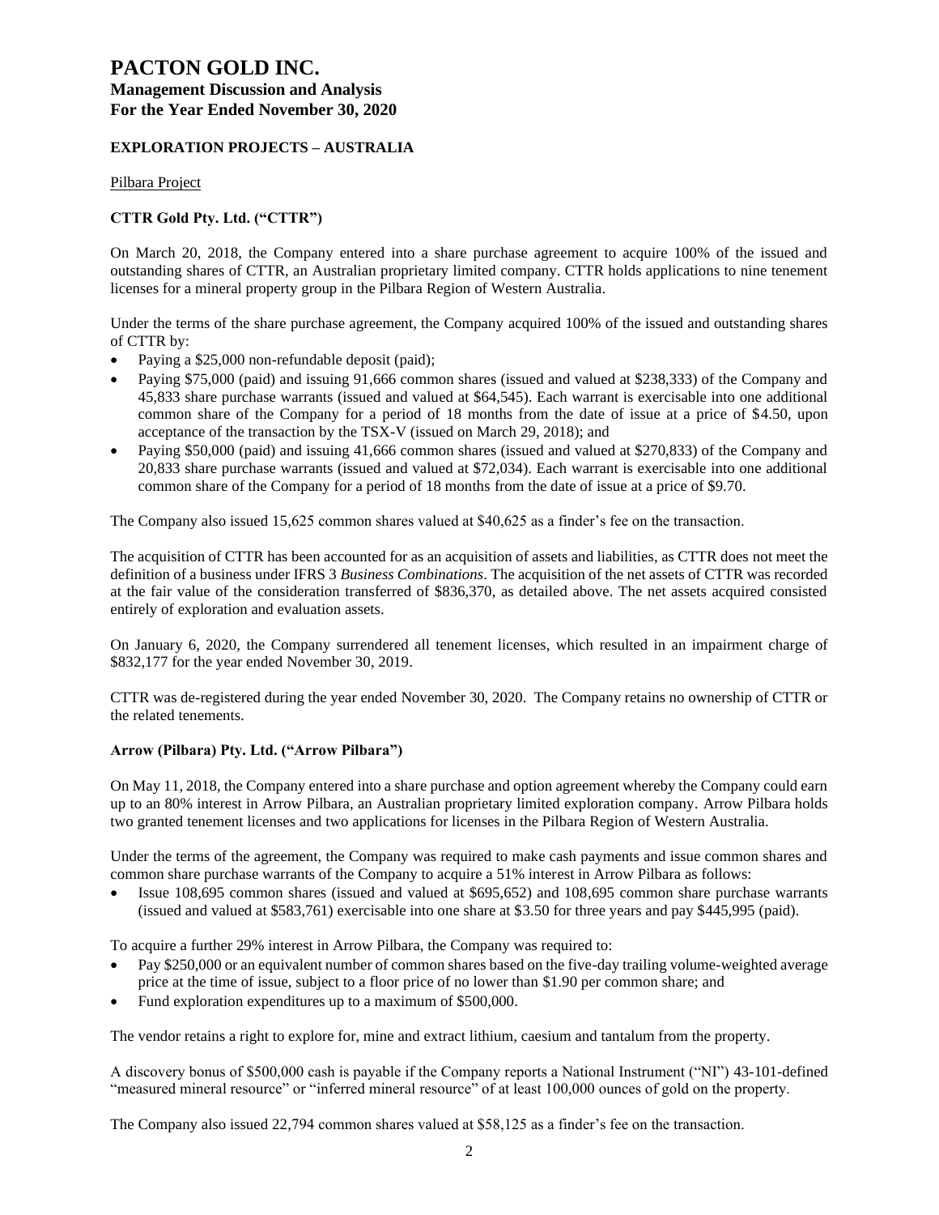## EXPLORATION PROJECTS – AUSTRALIA

Pilbara Project

### CTTR Gold Pty. Ltd. ("CTTR")

On March 20, 2018, the Company entered into a share purchase agreement to acquire 100% of the issued and outstanding shares of CTTR, an Australian proprietary limited company. CTTR holds applications to nine tenement licenses for a mineral property group in the Pilbara Region of Western Australia.

Under the terms of the share purchase agreement, the Company acquired 100% of the issued and outstanding shares of CTTR by:

- Paying a $25,000 non-refundable deposit (paid);
- Paying $75,000 (paid) and issuing 91,666 common shares (issued and valued at $238,333) of the Company and 45,833 share purchase warrants (issued and valued at $64,545). Each warrant is exercisable into one additional common share of the Company for a period of 18 months from the date of issue at a price of $4.50, upon acceptance of the transaction by the TSX-V (issued on March 29, 2018); and
- Paying $50,000 (paid) and issuing 41,666 common shares (issued and valued at $270,833) of the Company and 20,833 share purchase warrants (issued and valued at $72,034). Each warrant is exercisable into one additional common share of the Company for a period of 18 months from the date of issue at a price of $9.70.

The Company also issued 15,625 common shares valued at $40,625 as a finder's fee on the transaction.

The acquisition of CTTR has been accounted for as an acquisition of assets and liabilities, as CTTR does not meet the definition of a business under IFRS 3 *Business Combinations*. The acquisition of the net assets of CTTR was recorded at the fair value of the consideration transferred of $836,370, as detailed above. The net assets acquired consisted entirely of exploration and evaluation assets.

On January 6, 2020, the Company surrendered all tenement licenses, which resulted in an impairment charge of $832,177 for the year ended November 30, 2019.

CTTR was de-registered during the year ended November 30, 2020. The Company retains no ownership of CTTR or the related tenements.

### Arrow (Pilbara) Pty. Ltd. ("Arrow Pilbara")

On May 11, 2018, the Company entered into a share purchase and option agreement whereby the Company could earn up to an 80% interest in Arrow Pilbara, an Australian proprietary limited exploration company. Arrow Pilbara holds two granted tenement licenses and two applications for licenses in the Pilbara Region of Western Australia.

Under the terms of the agreement, the Company was required to make cash payments and issue common shares and common share purchase warrants of the Company to acquire a 51% interest in Arrow Pilbara as follows:

- Issue 108,695 common shares (issued and valued at $695,652) and 108,695 common share purchase warrants (issued and valued at $583,761) exercisable into one share at $3.50 for three years and pay $445,995 (paid).

To acquire a further 29% interest in Arrow Pilbara, the Company was required to:

- Pay $250,000 or an equivalent number of common shares based on the five-day trailing volume-weighted average price at the time of issue, subject to a floor price of no lower than $1.90 per common share; and
- Fund exploration expenditures up to a maximum of $500,000.

The vendor retains a right to explore for, mine and extract lithium, caesium and tantalum from the property.

A discovery bonus of $500,000 cash is payable if the Company reports a National Instrument ("NI") 43-101-defined "measured mineral resource" or "inferred mineral resource" of at least 100,000 ounces of gold on the property.

The Company also issued 22,794 common shares valued at $58,125 as a finder's fee on the transaction.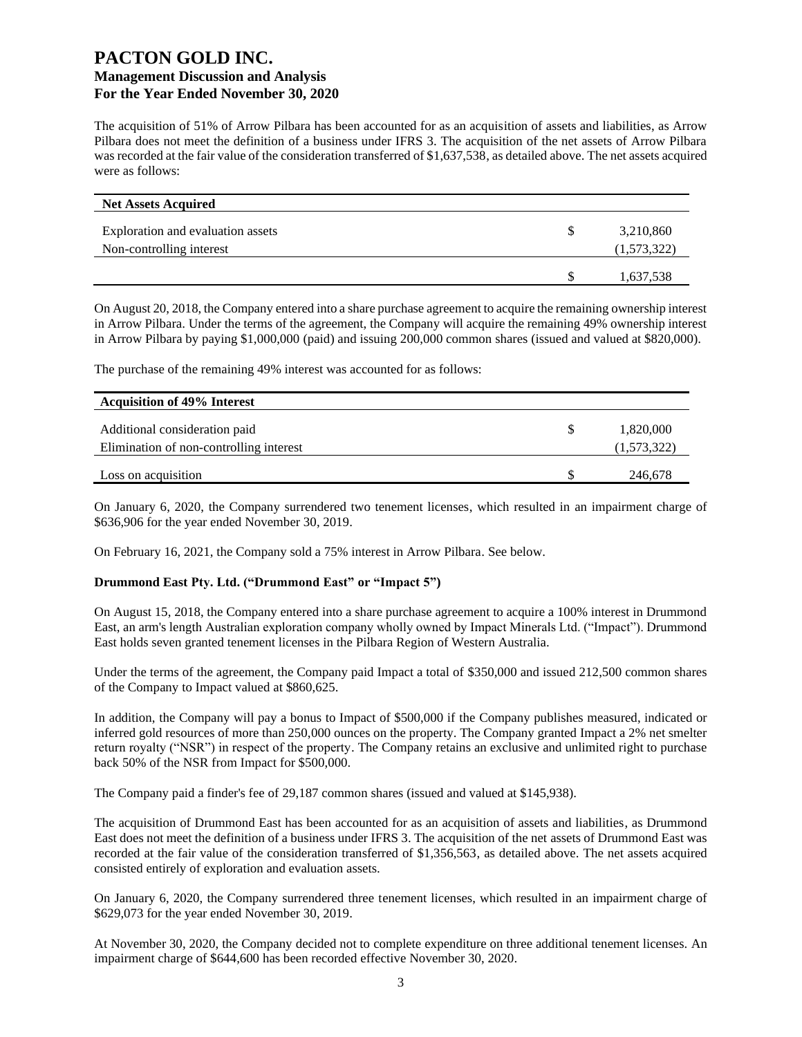The acquisition of 51% of Arrow Pilbara has been accounted for as an acquisition of assets and liabilities, as Arrow Pilbara does not meet the definition of a business under IFRS 3. The acquisition of the net assets of Arrow Pilbara was recorded at the fair value of the consideration transferred of $1,637,538, as detailed above. The net assets acquired were as follows:

| Net Assets Acquired | | |
|---|---|---|
| Exploration and evaluation assets | $ | 3,210,860 |
| Non-controlling interest | | (1,573,322) |
| | $ | 1,637,538 |

On August 20, 2018, the Company entered into a share purchase agreement to acquire the remaining ownership interest in Arrow Pilbara. Under the terms of the agreement, the Company will acquire the remaining 49% ownership interest in Arrow Pilbara by paying $1,000,000 (paid) and issuing 200,000 common shares (issued and valued at $820,000).

The purchase of the remaining 49% interest was accounted for as follows:

| Acquisition of 49% Interest | | |
|---|---|---|
| Additional consideration paid | $ | 1,820,000 |
| Elimination of non-controlling interest | | (1,573,322) |
| Loss on acquisition | $ | 246,678 |

On January 6, 2020, the Company surrendered two tenement licenses, which resulted in an impairment charge of $636,906 for the year ended November 30, 2019.

On February 16, 2021, the Company sold a 75% interest in Arrow Pilbara. See below.

**Drummond East Pty. Ltd. ("Drummond East" or "Impact 5")**

On August 15, 2018, the Company entered into a share purchase agreement to acquire a 100% interest in Drummond East, an arm's length Australian exploration company wholly owned by Impact Minerals Ltd. ("Impact"). Drummond East holds seven granted tenement licenses in the Pilbara Region of Western Australia.

Under the terms of the agreement, the Company paid Impact a total of $350,000 and issued 212,500 common shares of the Company to Impact valued at $860,625.

In addition, the Company will pay a bonus to Impact of $500,000 if the Company publishes measured, indicated or inferred gold resources of more than 250,000 ounces on the property. The Company granted Impact a 2% net smelter return royalty ("NSR") in respect of the property. The Company retains an exclusive and unlimited right to purchase back 50% of the NSR from Impact for $500,000.

The Company paid a finder's fee of 29,187 common shares (issued and valued at $145,938).

The acquisition of Drummond East has been accounted for as an acquisition of assets and liabilities, as Drummond East does not meet the definition of a business under IFRS 3. The acquisition of the net assets of Drummond East was recorded at the fair value of the consideration transferred of $1,356,563, as detailed above. The net assets acquired consisted entirely of exploration and evaluation assets.

On January 6, 2020, the Company surrendered three tenement licenses, which resulted in an impairment charge of $629,073 for the year ended November 30, 2019.

At November 30, 2020, the Company decided not to complete expenditure on three additional tenement licenses. An impairment charge of $644,600 has been recorded effective November 30, 2020.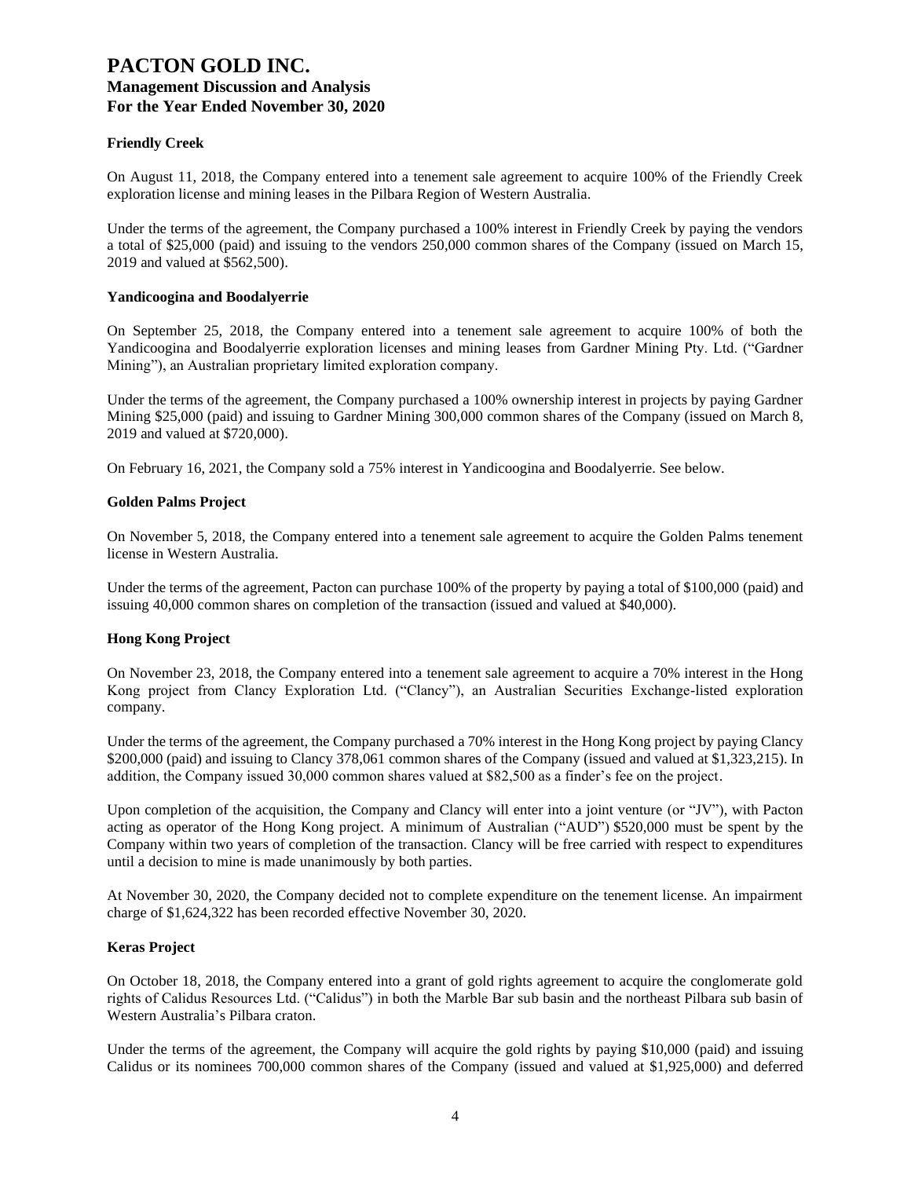#### Friendly Creek

On August 11, 2018, the Company entered into a tenement sale agreement to acquire 100% of the Friendly Creek exploration license and mining leases in the Pilbara Region of Western Australia.

Under the terms of the agreement, the Company purchased a 100% interest in Friendly Creek by paying the vendors a total of $25,000 (paid) and issuing to the vendors 250,000 common shares of the Company (issued on March 15, 2019 and valued at $562,500).

#### Yandicoogina and Boodalyerrie

On September 25, 2018, the Company entered into a tenement sale agreement to acquire 100% of both the Yandicoogina and Boodalyerrie exploration licenses and mining leases from Gardner Mining Pty. Ltd. ("Gardner Mining"), an Australian proprietary limited exploration company.

Under the terms of the agreement, the Company purchased a 100% ownership interest in projects by paying Gardner Mining $25,000 (paid) and issuing to Gardner Mining 300,000 common shares of the Company (issued on March 8, 2019 and valued at $720,000).

On February 16, 2021, the Company sold a 75% interest in Yandicoogina and Boodalyerrie. See below.

#### Golden Palms Project

On November 5, 2018, the Company entered into a tenement sale agreement to acquire the Golden Palms tenement license in Western Australia.

Under the terms of the agreement, Pacton can purchase 100% of the property by paying a total of $100,000 (paid) and issuing 40,000 common shares on completion of the transaction (issued and valued at $40,000).

#### Hong Kong Project

On November 23, 2018, the Company entered into a tenement sale agreement to acquire a 70% interest in the Hong Kong project from Clancy Exploration Ltd. ("Clancy"), an Australian Securities Exchange-listed exploration company.

Under the terms of the agreement, the Company purchased a 70% interest in the Hong Kong project by paying Clancy $200,000 (paid) and issuing to Clancy 378,061 common shares of the Company (issued and valued at $1,323,215). In addition, the Company issued 30,000 common shares valued at $82,500 as a finder's fee on the project.

Upon completion of the acquisition, the Company and Clancy will enter into a joint venture (or "JV"), with Pacton acting as operator of the Hong Kong project. A minimum of Australian ("AUD") $520,000 must be spent by the Company within two years of completion of the transaction. Clancy will be free carried with respect to expenditures until a decision to mine is made unanimously by both parties.

At November 30, 2020, the Company decided not to complete expenditure on the tenement license. An impairment charge of $1,624,322 has been recorded effective November 30, 2020.

#### Keras Project

On October 18, 2018, the Company entered into a grant of gold rights agreement to acquire the conglomerate gold rights of Calidus Resources Ltd. ("Calidus") in both the Marble Bar sub basin and the northeast Pilbara sub basin of Western Australia's Pilbara craton.

Under the terms of the agreement, the Company will acquire the gold rights by paying $10,000 (paid) and issuing Calidus or its nominees 700,000 common shares of the Company (issued and valued at $1,925,000) and deferred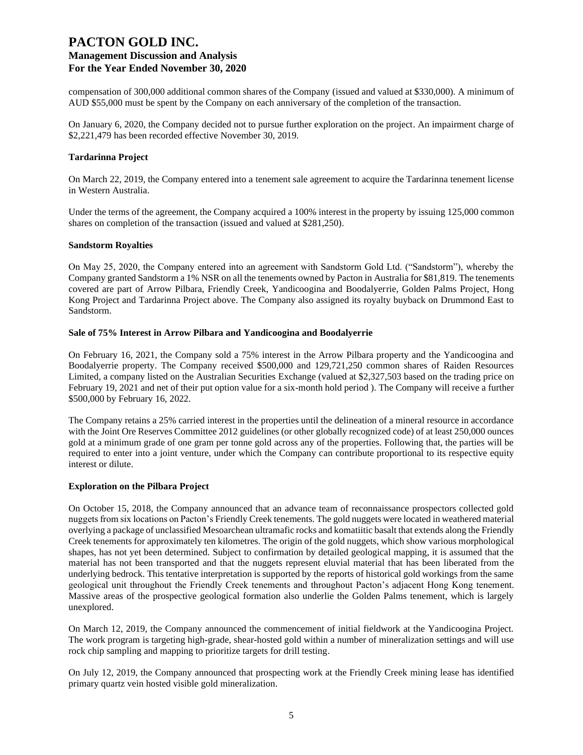compensation of 300,000 additional common shares of the Company (issued and valued at \$330,000). A minimum of AUD \$55,000 must be spent by the Company on each anniversary of the completion of the transaction.

On January 6, 2020, the Company decided not to pursue further exploration on the project. An impairment charge of \$2,221,479 has been recorded effective November 30, 2019.

**Tardarinna Project**

On March 22, 2019, the Company entered into a tenement sale agreement to acquire the Tardarinna tenement license in Western Australia.

Under the terms of the agreement, the Company acquired a 100% interest in the property by issuing 125,000 common shares on completion of the transaction (issued and valued at \$281,250).

**Sandstorm Royalties**

On May 25, 2020, the Company entered into an agreement with Sandstorm Gold Ltd. ("Sandstorm"), whereby the Company granted Sandstorm a 1% NSR on all the tenements owned by Pacton in Australia for \$81,819. The tenements covered are part of Arrow Pilbara, Friendly Creek, Yandicoogina and Boodalyerrie, Golden Palms Project, Hong Kong Project and Tardarinna Project above. The Company also assigned its royalty buyback on Drummond East to Sandstorm.

**Sale of 75% Interest in Arrow Pilbara and Yandicoogina and Boodalyerrie**

On February 16, 2021, the Company sold a 75% interest in the Arrow Pilbara property and the Yandicoogina and Boodalyerrie property. The Company received \$500,000 and 129,721,250 common shares of Raiden Resources Limited, a company listed on the Australian Securities Exchange (valued at \$2,327,503 based on the trading price on February 19, 2021 and net of their put option value for a six-month hold period ). The Company will receive a further \$500,000 by February 16, 2022.

The Company retains a 25% carried interest in the properties until the delineation of a mineral resource in accordance with the Joint Ore Reserves Committee 2012 guidelines (or other globally recognized code) of at least 250,000 ounces gold at a minimum grade of one gram per tonne gold across any of the properties. Following that, the parties will be required to enter into a joint venture, under which the Company can contribute proportional to its respective equity interest or dilute.

**Exploration on the Pilbara Project**

On October 15, 2018, the Company announced that an advance team of reconnaissance prospectors collected gold nuggets from six locations on Pacton's Friendly Creek tenements. The gold nuggets were located in weathered material overlying a package of unclassified Mesoarchean ultramafic rocks and komatiitic basalt that extends along the Friendly Creek tenements for approximately ten kilometres. The origin of the gold nuggets, which show various morphological shapes, has not yet been determined. Subject to confirmation by detailed geological mapping, it is assumed that the material has not been transported and that the nuggets represent eluvial material that has been liberated from the underlying bedrock. This tentative interpretation is supported by the reports of historical gold workings from the same geological unit throughout the Friendly Creek tenements and throughout Pacton's adjacent Hong Kong tenement. Massive areas of the prospective geological formation also underlie the Golden Palms tenement, which is largely unexplored.

On March 12, 2019, the Company announced the commencement of initial fieldwork at the Yandicoogina Project. The work program is targeting high-grade, shear-hosted gold within a number of mineralization settings and will use rock chip sampling and mapping to prioritize targets for drill testing.

On July 12, 2019, the Company announced that prospecting work at the Friendly Creek mining lease has identified primary quartz vein hosted visible gold mineralization.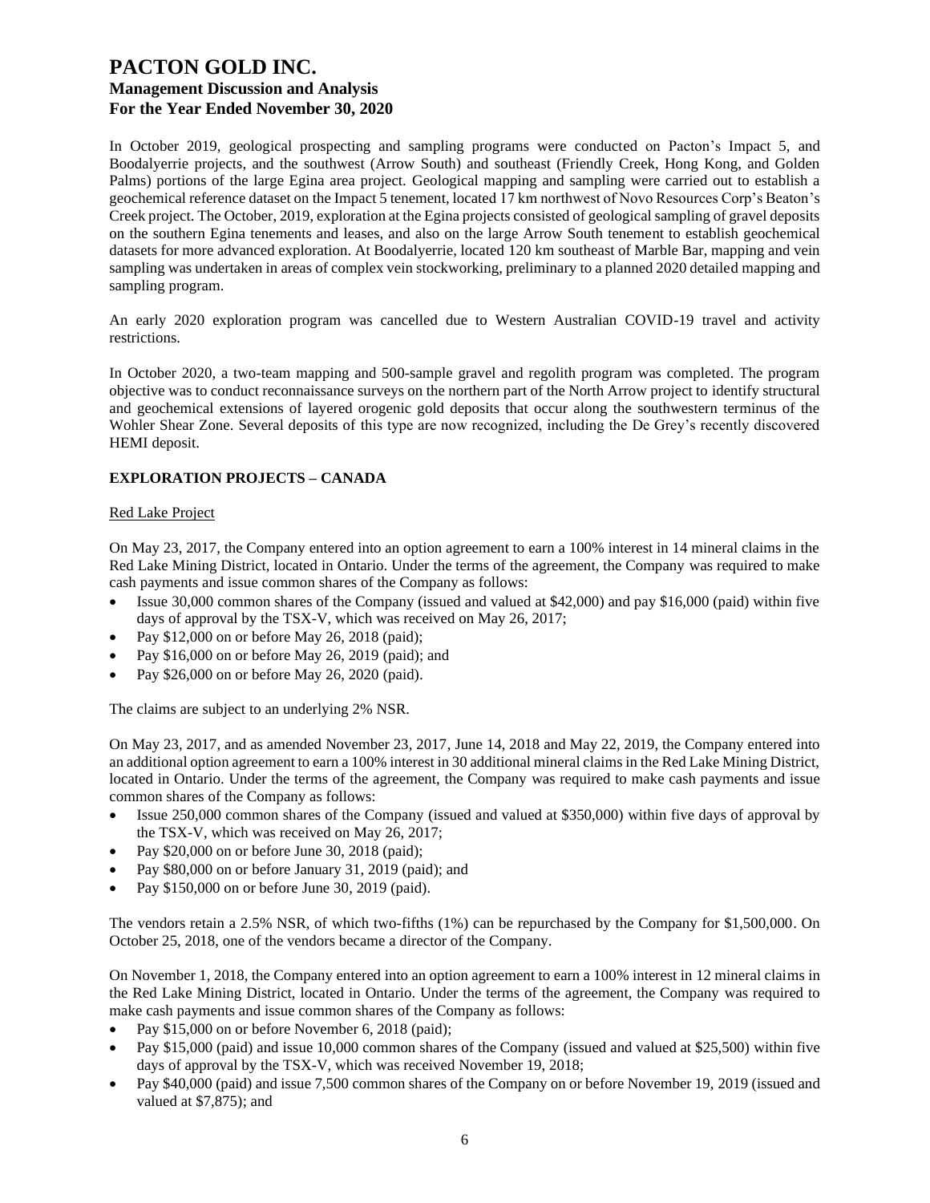In October 2019, geological prospecting and sampling programs were conducted on Pacton's Impact 5, and Boodalyerrie projects, and the southwest (Arrow South) and southeast (Friendly Creek, Hong Kong, and Golden Palms) portions of the large Egina area project. Geological mapping and sampling were carried out to establish a geochemical reference dataset on the Impact 5 tenement, located 17 km northwest of Novo Resources Corp's Beaton's Creek project. The October, 2019, exploration at the Egina projects consisted of geological sampling of gravel deposits on the southern Egina tenements and leases, and also on the large Arrow South tenement to establish geochemical datasets for more advanced exploration. At Boodalyerrie, located 120 km southeast of Marble Bar, mapping and vein sampling was undertaken in areas of complex vein stockworking, preliminary to a planned 2020 detailed mapping and sampling program.

An early 2020 exploration program was cancelled due to Western Australian COVID-19 travel and activity restrictions.

In October 2020, a two-team mapping and 500-sample gravel and regolith program was completed. The program objective was to conduct reconnaissance surveys on the northern part of the North Arrow project to identify structural and geochemical extensions of layered orogenic gold deposits that occur along the southwestern terminus of the Wohler Shear Zone. Several deposits of this type are now recognized, including the De Grey's recently discovered HEMI deposit.

## EXPLORATION PROJECTS – CANADA

### Red Lake Project

On May 23, 2017, the Company entered into an option agreement to earn a 100% interest in 14 mineral claims in the Red Lake Mining District, located in Ontario. Under the terms of the agreement, the Company was required to make cash payments and issue common shares of the Company as follows:

- Issue 30,000 common shares of the Company (issued and valued at $42,000) and pay $16,000 (paid) within five days of approval by the TSX-V, which was received on May 26, 2017;
- Pay $12,000 on or before May 26, 2018 (paid);
- Pay $16,000 on or before May 26, 2019 (paid); and
- Pay $26,000 on or before May 26, 2020 (paid).

The claims are subject to an underlying 2% NSR.

On May 23, 2017, and as amended November 23, 2017, June 14, 2018 and May 22, 2019, the Company entered into an additional option agreement to earn a 100% interest in 30 additional mineral claims in the Red Lake Mining District, located in Ontario. Under the terms of the agreement, the Company was required to make cash payments and issue common shares of the Company as follows:

- Issue 250,000 common shares of the Company (issued and valued at $350,000) within five days of approval by the TSX-V, which was received on May 26, 2017;
- Pay $20,000 on or before June 30, 2018 (paid);
- Pay $80,000 on or before January 31, 2019 (paid); and
- Pay $150,000 on or before June 30, 2019 (paid).

The vendors retain a 2.5% NSR, of which two-fifths (1%) can be repurchased by the Company for $1,500,000. On October 25, 2018, one of the vendors became a director of the Company.

On November 1, 2018, the Company entered into an option agreement to earn a 100% interest in 12 mineral claims in the Red Lake Mining District, located in Ontario. Under the terms of the agreement, the Company was required to make cash payments and issue common shares of the Company as follows:

- Pay $15,000 on or before November 6, 2018 (paid);
- Pay $15,000 (paid) and issue 10,000 common shares of the Company (issued and valued at $25,500) within five days of approval by the TSX-V, which was received November 19, 2018;
- Pay $40,000 (paid) and issue 7,500 common shares of the Company on or before November 19, 2019 (issued and valued at $7,875); and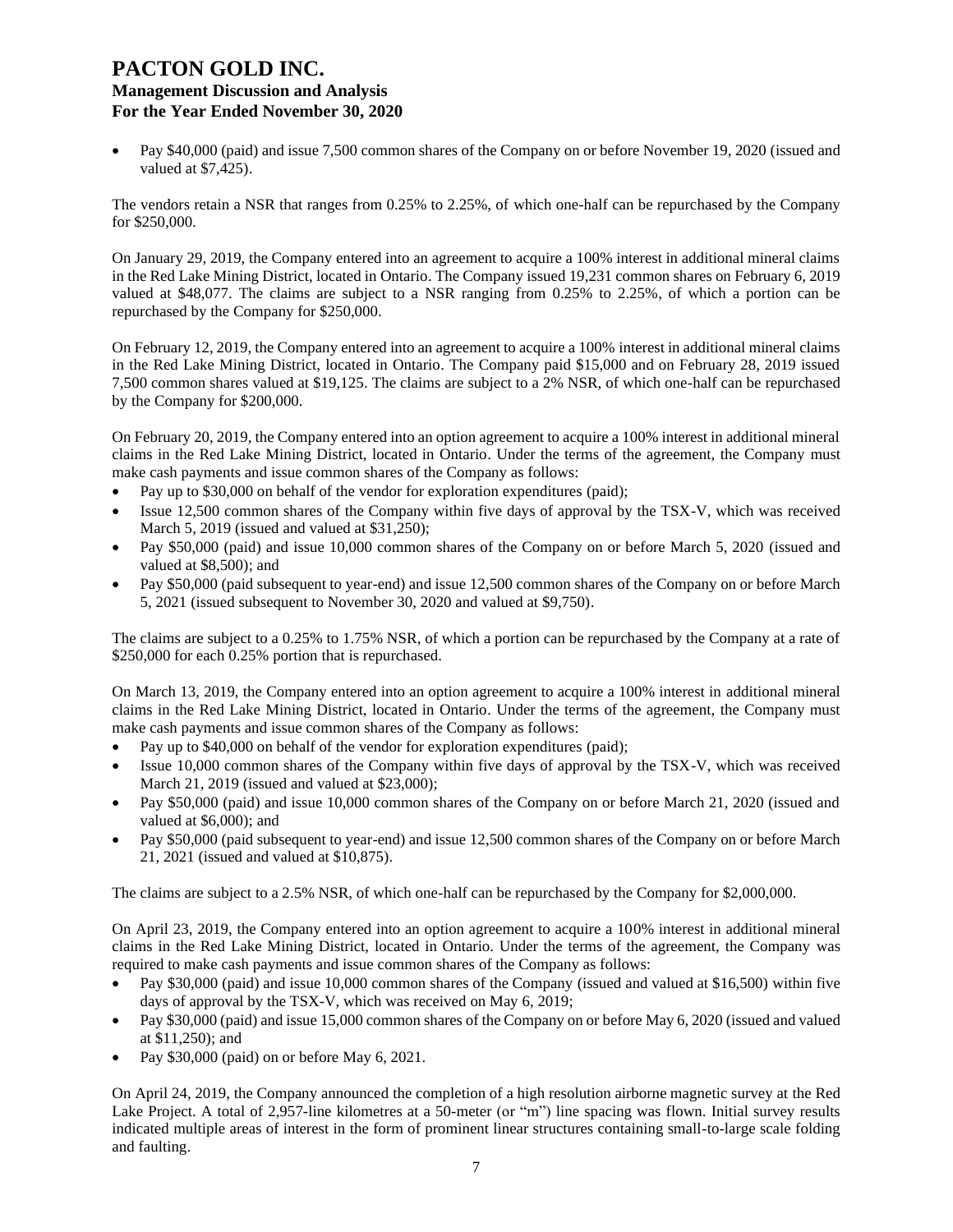- Pay $40,000 (paid) and issue 7,500 common shares of the Company on or before November 19, 2020 (issued and valued at $7,425).

The vendors retain a NSR that ranges from 0.25% to 2.25%, of which one-half can be repurchased by the Company for $250,000.

On January 29, 2019, the Company entered into an agreement to acquire a 100% interest in additional mineral claims in the Red Lake Mining District, located in Ontario. The Company issued 19,231 common shares on February 6, 2019 valued at $48,077. The claims are subject to a NSR ranging from 0.25% to 2.25%, of which a portion can be repurchased by the Company for $250,000.

On February 12, 2019, the Company entered into an agreement to acquire a 100% interest in additional mineral claims in the Red Lake Mining District, located in Ontario. The Company paid $15,000 and on February 28, 2019 issued 7,500 common shares valued at $19,125. The claims are subject to a 2% NSR, of which one-half can be repurchased by the Company for $200,000.

On February 20, 2019, the Company entered into an option agreement to acquire a 100% interest in additional mineral claims in the Red Lake Mining District, located in Ontario. Under the terms of the agreement, the Company must make cash payments and issue common shares of the Company as follows:

- Pay up to $30,000 on behalf of the vendor for exploration expenditures (paid);
- Issue 12,500 common shares of the Company within five days of approval by the TSX-V, which was received March 5, 2019 (issued and valued at $31,250);
- Pay $50,000 (paid) and issue 10,000 common shares of the Company on or before March 5, 2020 (issued and valued at $8,500); and
- Pay $50,000 (paid subsequent to year-end) and issue 12,500 common shares of the Company on or before March 5, 2021 (issued subsequent to November 30, 2020 and valued at $9,750).

The claims are subject to a 0.25% to 1.75% NSR, of which a portion can be repurchased by the Company at a rate of $250,000 for each 0.25% portion that is repurchased.

On March 13, 2019, the Company entered into an option agreement to acquire a 100% interest in additional mineral claims in the Red Lake Mining District, located in Ontario. Under the terms of the agreement, the Company must make cash payments and issue common shares of the Company as follows:

- Pay up to $40,000 on behalf of the vendor for exploration expenditures (paid);
- Issue 10,000 common shares of the Company within five days of approval by the TSX-V, which was received March 21, 2019 (issued and valued at $23,000);
- Pay $50,000 (paid) and issue 10,000 common shares of the Company on or before March 21, 2020 (issued and valued at $6,000); and
- Pay $50,000 (paid subsequent to year-end) and issue 12,500 common shares of the Company on or before March 21, 2021 (issued and valued at $10,875).

The claims are subject to a 2.5% NSR, of which one-half can be repurchased by the Company for $2,000,000.

On April 23, 2019, the Company entered into an option agreement to acquire a 100% interest in additional mineral claims in the Red Lake Mining District, located in Ontario. Under the terms of the agreement, the Company was required to make cash payments and issue common shares of the Company as follows:

- Pay $30,000 (paid) and issue 10,000 common shares of the Company (issued and valued at $16,500) within five days of approval by the TSX-V, which was received on May 6, 2019;
- Pay $30,000 (paid) and issue 15,000 common shares of the Company on or before May 6, 2020 (issued and valued at $11,250); and
- Pay $30,000 (paid) on or before May 6, 2021.

On April 24, 2019, the Company announced the completion of a high resolution airborne magnetic survey at the Red Lake Project. A total of 2,957-line kilometres at a 50-meter (or "m") line spacing was flown. Initial survey results indicated multiple areas of interest in the form of prominent linear structures containing small-to-large scale folding and faulting.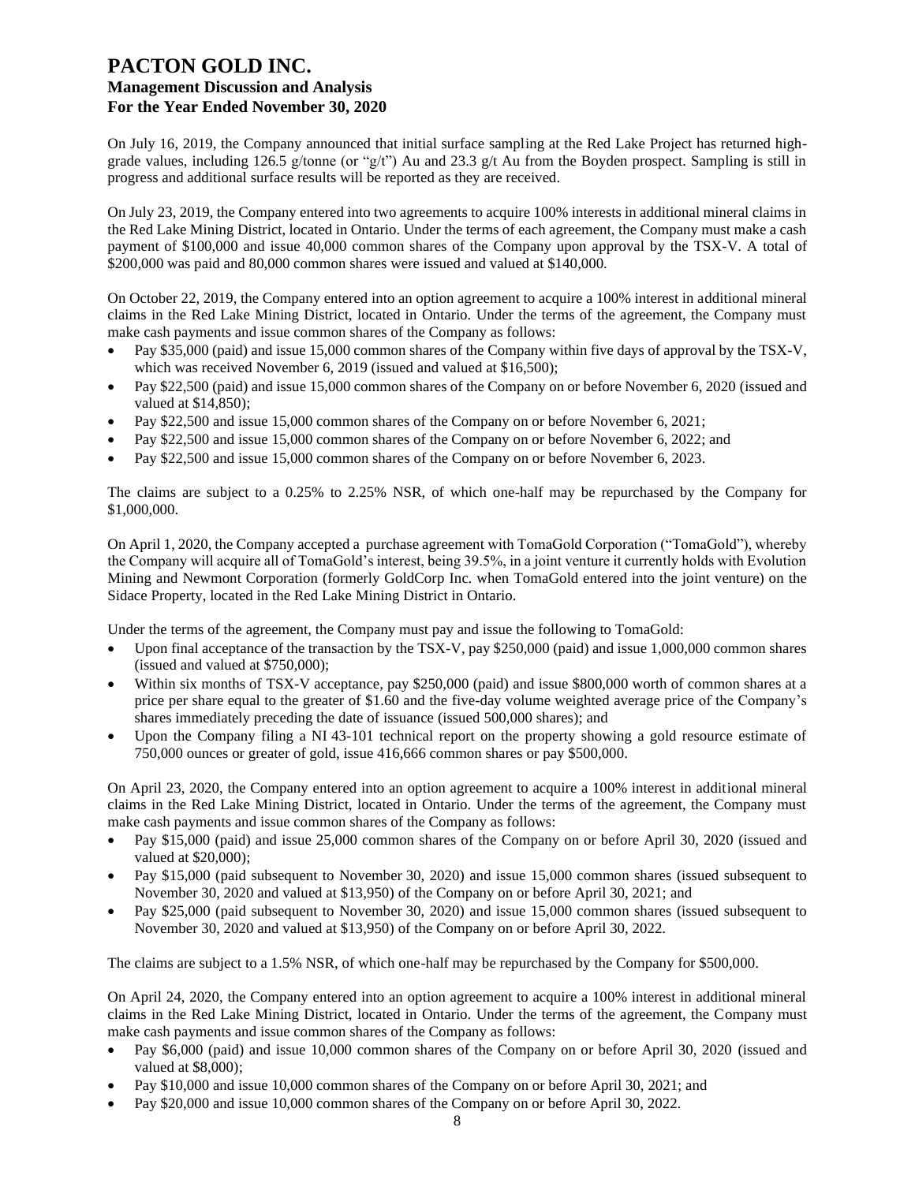On July 16, 2019, the Company announced that initial surface sampling at the Red Lake Project has returned high-grade values, including 126.5 g/tonne (or "g/t") Au and 23.3 g/t Au from the Boyden prospect. Sampling is still in progress and additional surface results will be reported as they are received.

On July 23, 2019, the Company entered into two agreements to acquire 100% interests in additional mineral claims in the Red Lake Mining District, located in Ontario. Under the terms of each agreement, the Company must make a cash payment of $100,000 and issue 40,000 common shares of the Company upon approval by the TSX-V. A total of $200,000 was paid and 80,000 common shares were issued and valued at $140,000.

On October 22, 2019, the Company entered into an option agreement to acquire a 100% interest in additional mineral claims in the Red Lake Mining District, located in Ontario. Under the terms of the agreement, the Company must make cash payments and issue common shares of the Company as follows:

- Pay $35,000 (paid) and issue 15,000 common shares of the Company within five days of approval by the TSX-V, which was received November 6, 2019 (issued and valued at $16,500);
- Pay $22,500 (paid) and issue 15,000 common shares of the Company on or before November 6, 2020 (issued and valued at $14,850);
- Pay $22,500 and issue 15,000 common shares of the Company on or before November 6, 2021;
- Pay $22,500 and issue 15,000 common shares of the Company on or before November 6, 2022; and
- Pay $22,500 and issue 15,000 common shares of the Company on or before November 6, 2023.

The claims are subject to a 0.25% to 2.25% NSR, of which one-half may be repurchased by the Company for $1,000,000.

On April 1, 2020, the Company accepted a purchase agreement with TomaGold Corporation ("TomaGold"), whereby the Company will acquire all of TomaGold's interest, being 39.5%, in a joint venture it currently holds with Evolution Mining and Newmont Corporation (formerly GoldCorp Inc. when TomaGold entered into the joint venture) on the Sidace Property, located in the Red Lake Mining District in Ontario.

Under the terms of the agreement, the Company must pay and issue the following to TomaGold:

- Upon final acceptance of the transaction by the TSX-V, pay $250,000 (paid) and issue 1,000,000 common shares (issued and valued at $750,000);
- Within six months of TSX-V acceptance, pay $250,000 (paid) and issue $800,000 worth of common shares at a price per share equal to the greater of $1.60 and the five-day volume weighted average price of the Company's shares immediately preceding the date of issuance (issued 500,000 shares); and
- Upon the Company filing a NI 43-101 technical report on the property showing a gold resource estimate of 750,000 ounces or greater of gold, issue 416,666 common shares or pay $500,000.

On April 23, 2020, the Company entered into an option agreement to acquire a 100% interest in additional mineral claims in the Red Lake Mining District, located in Ontario. Under the terms of the agreement, the Company must make cash payments and issue common shares of the Company as follows:

- Pay $15,000 (paid) and issue 25,000 common shares of the Company on or before April 30, 2020 (issued and valued at $20,000);
- Pay $15,000 (paid subsequent to November 30, 2020) and issue 15,000 common shares (issued subsequent to November 30, 2020 and valued at $13,950) of the Company on or before April 30, 2021; and
- Pay $25,000 (paid subsequent to November 30, 2020) and issue 15,000 common shares (issued subsequent to November 30, 2020 and valued at $13,950) of the Company on or before April 30, 2022.

The claims are subject to a 1.5% NSR, of which one-half may be repurchased by the Company for $500,000.

On April 24, 2020, the Company entered into an option agreement to acquire a 100% interest in additional mineral claims in the Red Lake Mining District, located in Ontario. Under the terms of the agreement, the Company must make cash payments and issue common shares of the Company as follows:

- Pay $6,000 (paid) and issue 10,000 common shares of the Company on or before April 30, 2020 (issued and valued at $8,000);
- Pay $10,000 and issue 10,000 common shares of the Company on or before April 30, 2021; and
- Pay $20,000 and issue 10,000 common shares of the Company on or before April 30, 2022.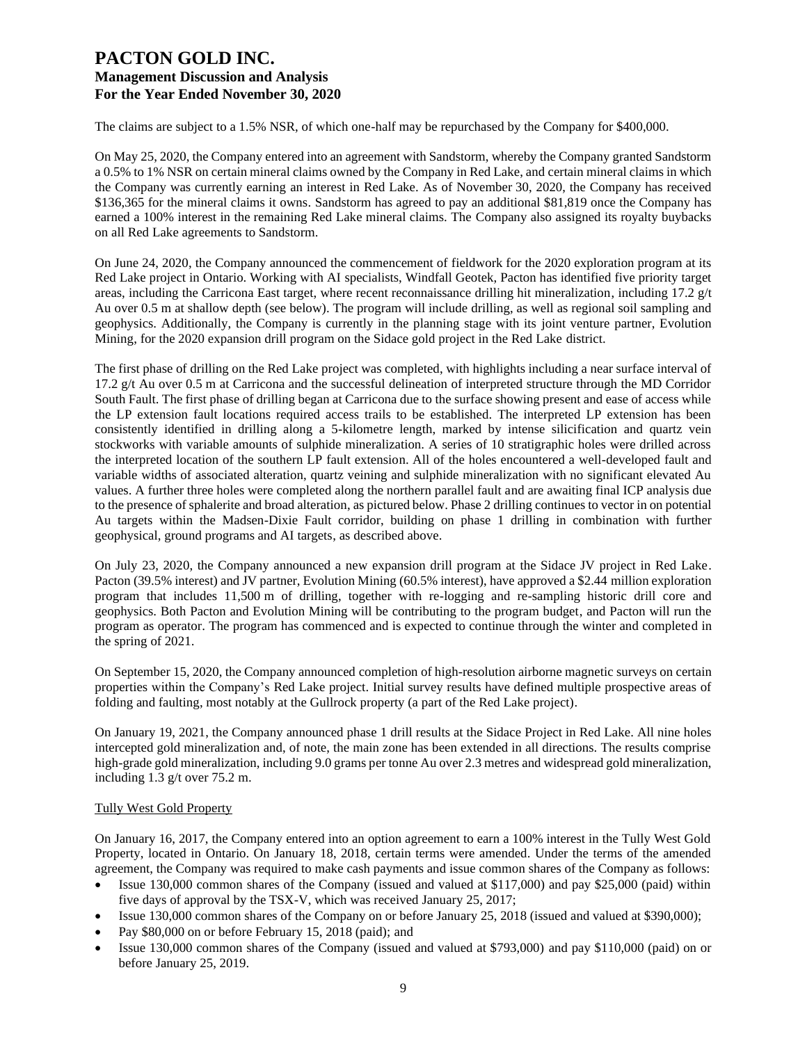The claims are subject to a 1.5% NSR, of which one-half may be repurchased by the Company for $400,000.

On May 25, 2020, the Company entered into an agreement with Sandstorm, whereby the Company granted Sandstorm a 0.5% to 1% NSR on certain mineral claims owned by the Company in Red Lake, and certain mineral claims in which the Company was currently earning an interest in Red Lake. As of November 30, 2020, the Company has received $136,365 for the mineral claims it owns. Sandstorm has agreed to pay an additional $81,819 once the Company has earned a 100% interest in the remaining Red Lake mineral claims. The Company also assigned its royalty buybacks on all Red Lake agreements to Sandstorm.

On June 24, 2020, the Company announced the commencement of fieldwork for the 2020 exploration program at its Red Lake project in Ontario. Working with AI specialists, Windfall Geotek, Pacton has identified five priority target areas, including the Carricona East target, where recent reconnaissance drilling hit mineralization, including 17.2 g/t Au over 0.5 m at shallow depth (see below). The program will include drilling, as well as regional soil sampling and geophysics. Additionally, the Company is currently in the planning stage with its joint venture partner, Evolution Mining, for the 2020 expansion drill program on the Sidace gold project in the Red Lake district.

The first phase of drilling on the Red Lake project was completed, with highlights including a near surface interval of 17.2 g/t Au over 0.5 m at Carricona and the successful delineation of interpreted structure through the MD Corridor South Fault. The first phase of drilling began at Carricona due to the surface showing present and ease of access while the LP extension fault locations required access trails to be established. The interpreted LP extension has been consistently identified in drilling along a 5-kilometre length, marked by intense silicification and quartz vein stockworks with variable amounts of sulphide mineralization. A series of 10 stratigraphic holes were drilled across the interpreted location of the southern LP fault extension. All of the holes encountered a well-developed fault and variable widths of associated alteration, quartz veining and sulphide mineralization with no significant elevated Au values. A further three holes were completed along the northern parallel fault and are awaiting final ICP analysis due to the presence of sphalerite and broad alteration, as pictured below. Phase 2 drilling continues to vector in on potential Au targets within the Madsen-Dixie Fault corridor, building on phase 1 drilling in combination with further geophysical, ground programs and AI targets, as described above.

On July 23, 2020, the Company announced a new expansion drill program at the Sidace JV project in Red Lake. Pacton (39.5% interest) and JV partner, Evolution Mining (60.5% interest), have approved a $2.44 million exploration program that includes 11,500 m of drilling, together with re-logging and re-sampling historic drill core and geophysics. Both Pacton and Evolution Mining will be contributing to the program budget, and Pacton will run the program as operator. The program has commenced and is expected to continue through the winter and completed in the spring of 2021.

On September 15, 2020, the Company announced completion of high-resolution airborne magnetic surveys on certain properties within the Company's Red Lake project. Initial survey results have defined multiple prospective areas of folding and faulting, most notably at the Gullrock property (a part of the Red Lake project).

On January 19, 2021, the Company announced phase 1 drill results at the Sidace Project in Red Lake. All nine holes intercepted gold mineralization and, of note, the main zone has been extended in all directions. The results comprise high-grade gold mineralization, including 9.0 grams per tonne Au over 2.3 metres and widespread gold mineralization, including 1.3 g/t over 75.2 m.

### Tully West Gold Property

On January 16, 2017, the Company entered into an option agreement to earn a 100% interest in the Tully West Gold Property, located in Ontario. On January 18, 2018, certain terms were amended. Under the terms of the amended agreement, the Company was required to make cash payments and issue common shares of the Company as follows:

- Issue 130,000 common shares of the Company (issued and valued at $117,000) and pay $25,000 (paid) within five days of approval by the TSX-V, which was received January 25, 2017;
- Issue 130,000 common shares of the Company on or before January 25, 2018 (issued and valued at $390,000);
- Pay $80,000 on or before February 15, 2018 (paid); and
- Issue 130,000 common shares of the Company (issued and valued at $793,000) and pay $110,000 (paid) on or before January 25, 2019.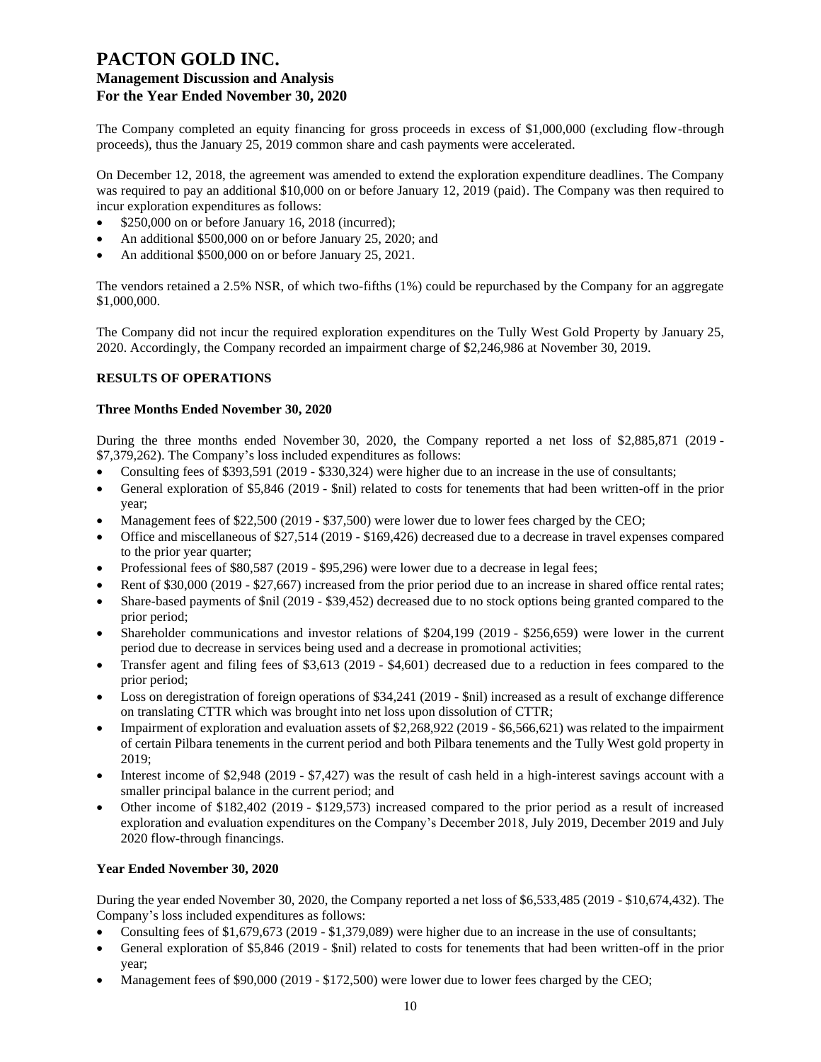The Company completed an equity financing for gross proceeds in excess of $1,000,000 (excluding flow-through proceeds), thus the January 25, 2019 common share and cash payments were accelerated.

On December 12, 2018, the agreement was amended to extend the exploration expenditure deadlines. The Company was required to pay an additional $10,000 on or before January 12, 2019 (paid). The Company was then required to incur exploration expenditures as follows:

- $250,000 on or before January 16, 2018 (incurred);
- An additional $500,000 on or before January 25, 2020; and
- An additional $500,000 on or before January 25, 2021.

The vendors retained a 2.5% NSR, of which two-fifths (1%) could be repurchased by the Company for an aggregate $1,000,000.

The Company did not incur the required exploration expenditures on the Tully West Gold Property by January 25, 2020. Accordingly, the Company recorded an impairment charge of $2,246,986 at November 30, 2019.

## RESULTS OF OPERATIONS

### Three Months Ended November 30, 2020

During the three months ended November 30, 2020, the Company reported a net loss of $2,885,871 (2019 - $7,379,262). The Company's loss included expenditures as follows:

- Consulting fees of $393,591 (2019 - $330,324) were higher due to an increase in the use of consultants;
- General exploration of $5,846 (2019 - $nil) related to costs for tenements that had been written-off in the prior year;
- Management fees of $22,500 (2019 - $37,500) were lower due to lower fees charged by the CEO;
- Office and miscellaneous of $27,514 (2019 - $169,426) decreased due to a decrease in travel expenses compared to the prior year quarter;
- Professional fees of $80,587 (2019 - $95,296) were lower due to a decrease in legal fees;
- Rent of $30,000 (2019 - $27,667) increased from the prior period due to an increase in shared office rental rates;
- Share-based payments of $nil (2019 - $39,452) decreased due to no stock options being granted compared to the prior period;
- Shareholder communications and investor relations of $204,199 (2019 - $256,659) were lower in the current period due to decrease in services being used and a decrease in promotional activities;
- Transfer agent and filing fees of $3,613 (2019 - $4,601) decreased due to a reduction in fees compared to the prior period;
- Loss on deregistration of foreign operations of $34,241 (2019 - $nil) increased as a result of exchange difference on translating CTTR which was brought into net loss upon dissolution of CTTR;
- Impairment of exploration and evaluation assets of $2,268,922 (2019 - $6,566,621) was related to the impairment of certain Pilbara tenements in the current period and both Pilbara tenements and the Tully West gold property in 2019;
- Interest income of $2,948 (2019 - $7,427) was the result of cash held in a high-interest savings account with a smaller principal balance in the current period; and
- Other income of $182,402 (2019 - $129,573) increased compared to the prior period as a result of increased exploration and evaluation expenditures on the Company's December 2018, July 2019, December 2019 and July 2020 flow-through financings.

### Year Ended November 30, 2020

During the year ended November 30, 2020, the Company reported a net loss of $6,533,485 (2019 - $10,674,432). The Company's loss included expenditures as follows:

- Consulting fees of $1,679,673 (2019 - $1,379,089) were higher due to an increase in the use of consultants;
- General exploration of $5,846 (2019 - $nil) related to costs for tenements that had been written-off in the prior year;
- Management fees of $90,000 (2019 - $172,500) were lower due to lower fees charged by the CEO;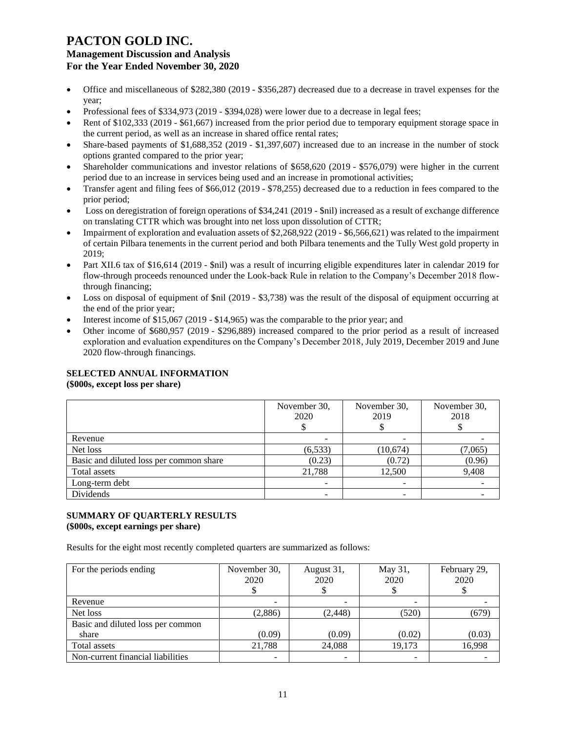- Office and miscellaneous of $282,380 (2019 - $356,287) decreased due to a decrease in travel expenses for the year;
- Professional fees of $334,973 (2019 - $394,028) were lower due to a decrease in legal fees;
- Rent of $102,333 (2019 - $61,667) increased from the prior period due to temporary equipment storage space in the current period, as well as an increase in shared office rental rates;
- Share-based payments of $1,688,352 (2019 - $1,397,607) increased due to an increase in the number of stock options granted compared to the prior year;
- Shareholder communications and investor relations of $658,620 (2019 - $576,079) were higher in the current period due to an increase in services being used and an increase in promotional activities;
- Transfer agent and filing fees of $66,012 (2019 - $78,255) decreased due to a reduction in fees compared to the prior period;
- Loss on deregistration of foreign operations of $34,241 (2019 - $nil) increased as a result of exchange difference on translating CTTR which was brought into net loss upon dissolution of CTTR;
- Impairment of exploration and evaluation assets of $2,268,922 (2019 - $6,566,621) was related to the impairment of certain Pilbara tenements in the current period and both Pilbara tenements and the Tully West gold property in 2019;
- Part XII.6 tax of $16,614 (2019 - $nil) was a result of incurring eligible expenditures later in calendar 2019 for flow-through proceeds renounced under the Look-back Rule in relation to the Company's December 2018 flow-through financing;
- Loss on disposal of equipment of $nil (2019 - $3,738) was the result of the disposal of equipment occurring at the end of the prior year;
- Interest income of $15,067 (2019 - $14,965) was the comparable to the prior year; and
- Other income of $680,957 (2019 - $296,889) increased compared to the prior period as a result of increased exploration and evaluation expenditures on the Company's December 2018, July 2019, December 2019 and June 2020 flow-through financings.

## SELECTED ANNUAL INFORMATION
**($000s, except loss per share)**

| | November 30, 2020 $ | November 30, 2019 $ | November 30, 2018 $ |
|---|---|---|---|
| Revenue | - | - | - |
| Net loss | (6,533) | (10,674) | (7,065) |
| Basic and diluted loss per common share | (0.23) | (0.72) | (0.96) |
| Total assets | 21,788 | 12,500 | 9,408 |
| Long-term debt | - | - | - |
| Dividends | - | - | - |

## SUMMARY OF QUARTERLY RESULTS
**($000s, except earnings per share)**

Results for the eight most recently completed quarters are summarized as follows:

| For the periods ending | November 30, 2020 $ | August 31, 2020 $ | May 31, 2020 $ | February 29, 2020 $ |
|---|---|---|---|---|
| Revenue | - | - | - | - |
| Net loss | (2,886) | (2,448) | (520) | (679) |
| Basic and diluted loss per common share | (0.09) | (0.09) | (0.02) | (0.03) |
| Total assets | 21,788 | 24,088 | 19,173 | 16,998 |
| Non-current financial liabilities | - | - | - | - |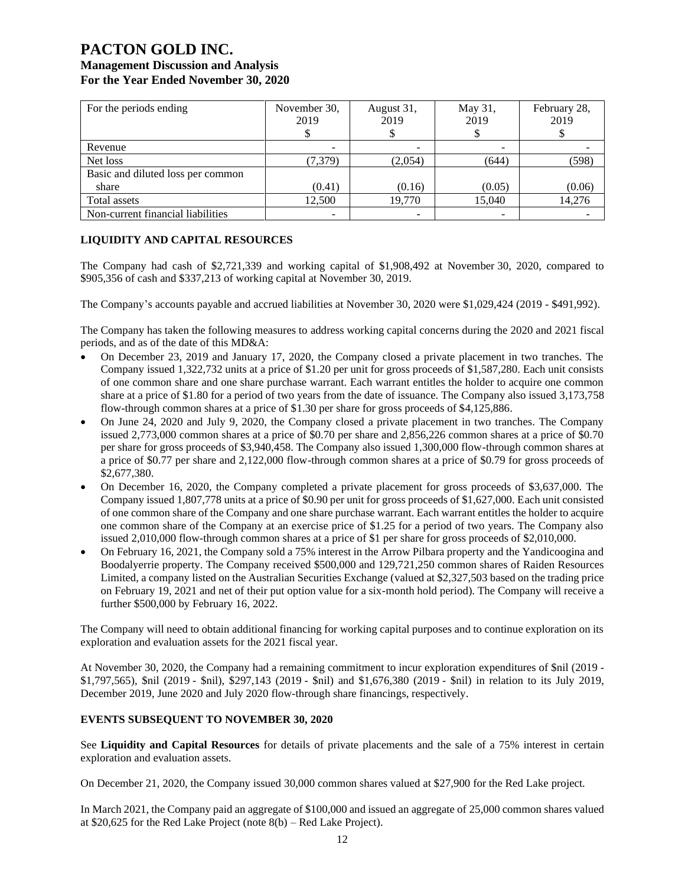| For the periods ending | November 30, 2019 $ | August 31, 2019 $ | May 31, 2019 $ | February 28, 2019 $ |
|---|---|---|---|---|
| Revenue | - | - | - | - |
| Net loss | (7,379) | (2,054) | (644) | (598) |
| Basic and diluted loss per common share | (0.41) | (0.16) | (0.05) | (0.06) |
| Total assets | 12,500 | 19,770 | 15,040 | 14,276 |
| Non-current financial liabilities | - | - | - | - |

## LIQUIDITY AND CAPITAL RESOURCES

The Company had cash of $2,721,339 and working capital of $1,908,492 at November 30, 2020, compared to $905,356 of cash and $337,213 of working capital at November 30, 2019.

The Company's accounts payable and accrued liabilities at November 30, 2020 were $1,029,424 (2019 - $491,992).

The Company has taken the following measures to address working capital concerns during the 2020 and 2021 fiscal periods, and as of the date of this MD&A:

- On December 23, 2019 and January 17, 2020, the Company closed a private placement in two tranches. The Company issued 1,322,732 units at a price of $1.20 per unit for gross proceeds of $1,587,280. Each unit consists of one common share and one share purchase warrant. Each warrant entitles the holder to acquire one common share at a price of $1.80 for a period of two years from the date of issuance. The Company also issued 3,173,758 flow-through common shares at a price of $1.30 per share for gross proceeds of $4,125,886.
- On June 24, 2020 and July 9, 2020, the Company closed a private placement in two tranches. The Company issued 2,773,000 common shares at a price of $0.70 per share and 2,856,226 common shares at a price of $0.70 per share for gross proceeds of $3,940,458. The Company also issued 1,300,000 flow-through common shares at a price of $0.77 per share and 2,122,000 flow-through common shares at a price of $0.79 for gross proceeds of $2,677,380.
- On December 16, 2020, the Company completed a private placement for gross proceeds of $3,637,000. The Company issued 1,807,778 units at a price of $0.90 per unit for gross proceeds of $1,627,000. Each unit consisted of one common share of the Company and one share purchase warrant. Each warrant entitles the holder to acquire one common share of the Company at an exercise price of $1.25 for a period of two years. The Company also issued 2,010,000 flow-through common shares at a price of $1 per share for gross proceeds of $2,010,000.
- On February 16, 2021, the Company sold a 75% interest in the Arrow Pilbara property and the Yandicoogina and Boodalyerrie property. The Company received $500,000 and 129,721,250 common shares of Raiden Resources Limited, a company listed on the Australian Securities Exchange (valued at $2,327,503 based on the trading price on February 19, 2021 and net of their put option value for a six-month hold period). The Company will receive a further $500,000 by February 16, 2022.

The Company will need to obtain additional financing for working capital purposes and to continue exploration on its exploration and evaluation assets for the 2021 fiscal year.

At November 30, 2020, the Company had a remaining commitment to incur exploration expenditures of $nil (2019 - $1,797,565), $nil (2019 - $nil), $297,143 (2019 - $nil) and $1,676,380 (2019 - $nil) in relation to its July 2019, December 2019, June 2020 and July 2020 flow-through share financings, respectively.

## EVENTS SUBSEQUENT TO NOVEMBER 30, 2020

See **Liquidity and Capital Resources** for details of private placements and the sale of a 75% interest in certain exploration and evaluation assets.

On December 21, 2020, the Company issued 30,000 common shares valued at $27,900 for the Red Lake project.

In March 2021, the Company paid an aggregate of $100,000 and issued an aggregate of 25,000 common shares valued at $20,625 for the Red Lake Project (note 8(b) – Red Lake Project).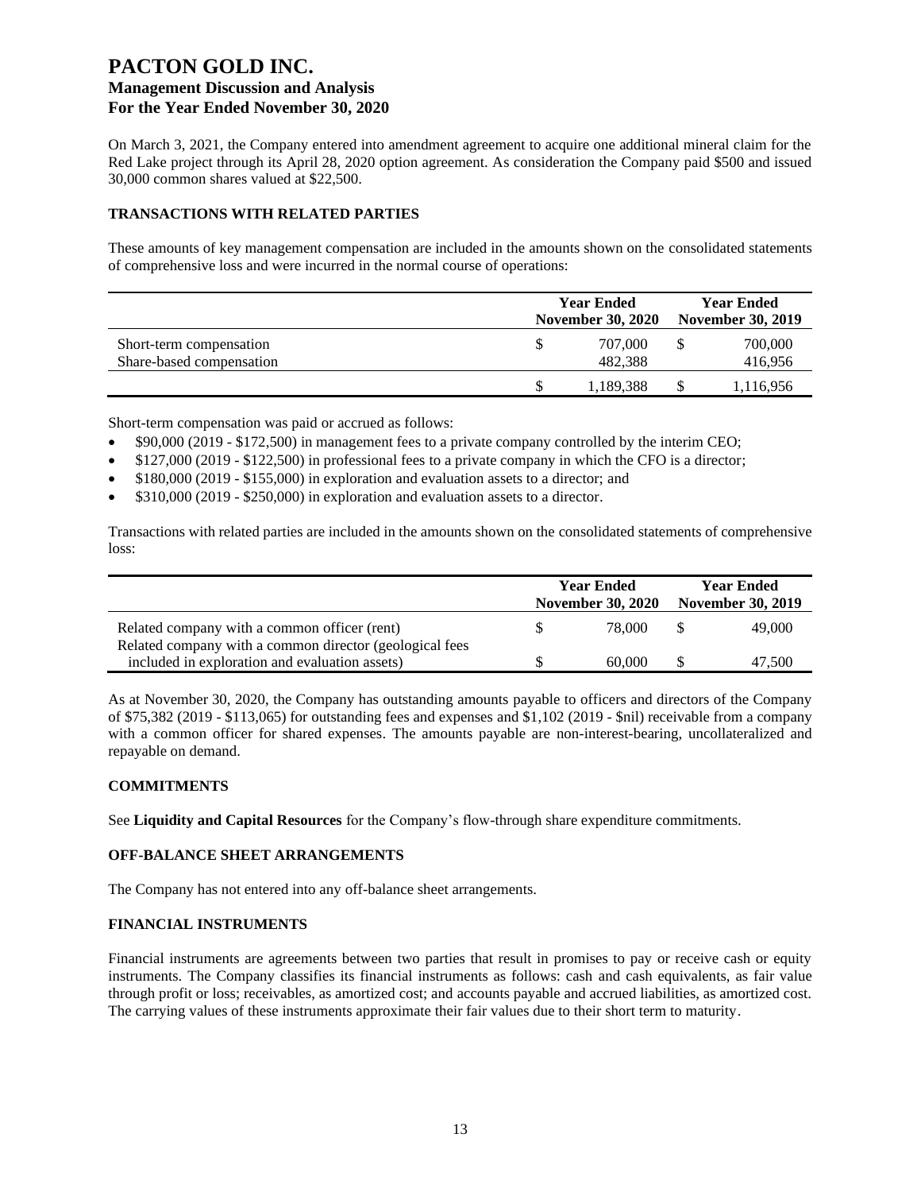# PACTON GOLD INC.
## Management Discussion and Analysis
## For the Year Ended November 30, 2020

On March 3, 2021, the Company entered into amendment agreement to acquire one additional mineral claim for the Red Lake project through its April 28, 2020 option agreement. As consideration the Company paid $500 and issued 30,000 common shares valued at $22,500.

### TRANSACTIONS WITH RELATED PARTIES

These amounts of key management compensation are included in the amounts shown on the consolidated statements of comprehensive loss and were incurred in the normal course of operations:

| | Year Ended November 30, 2020 | Year Ended November 30, 2019 |
|---|---|---|
| Short-term compensation | $ 707,000 | $ 700,000 |
| Share-based compensation | 482,388 | 416,956 |
| | $ 1,189,388 | $ 1,116,956 |

Short-term compensation was paid or accrued as follows:

- $90,000 (2019 - $172,500) in management fees to a private company controlled by the interim CEO;
- $127,000 (2019 - $122,500) in professional fees to a private company in which the CFO is a director;
- $180,000 (2019 - $155,000) in exploration and evaluation assets to a director; and
- $310,000 (2019 - $250,000) in exploration and evaluation assets to a director.

Transactions with related parties are included in the amounts shown on the consolidated statements of comprehensive loss:

| | Year Ended November 30, 2020 | Year Ended November 30, 2019 |
|---|---|---|
| Related company with a common officer (rent) | $ 78,000 | $ 49,000 |
| Related company with a common director (geological fees included in exploration and evaluation assets) | $ 60,000 | $ 47,500 |

As at November 30, 2020, the Company has outstanding amounts payable to officers and directors of the Company of $75,382 (2019 - $113,065) for outstanding fees and expenses and $1,102 (2019 - $nil) receivable from a company with a common officer for shared expenses. The amounts payable are non-interest-bearing, uncollateralized and repayable on demand.

### COMMITMENTS

See **Liquidity and Capital Resources** for the Company's flow-through share expenditure commitments.

### OFF-BALANCE SHEET ARRANGEMENTS

The Company has not entered into any off-balance sheet arrangements.

### FINANCIAL INSTRUMENTS

Financial instruments are agreements between two parties that result in promises to pay or receive cash or equity instruments. The Company classifies its financial instruments as follows: cash and cash equivalents, as fair value through profit or loss; receivables, as amortized cost; and accounts payable and accrued liabilities, as amortized cost. The carrying values of these instruments approximate their fair values due to their short term to maturity.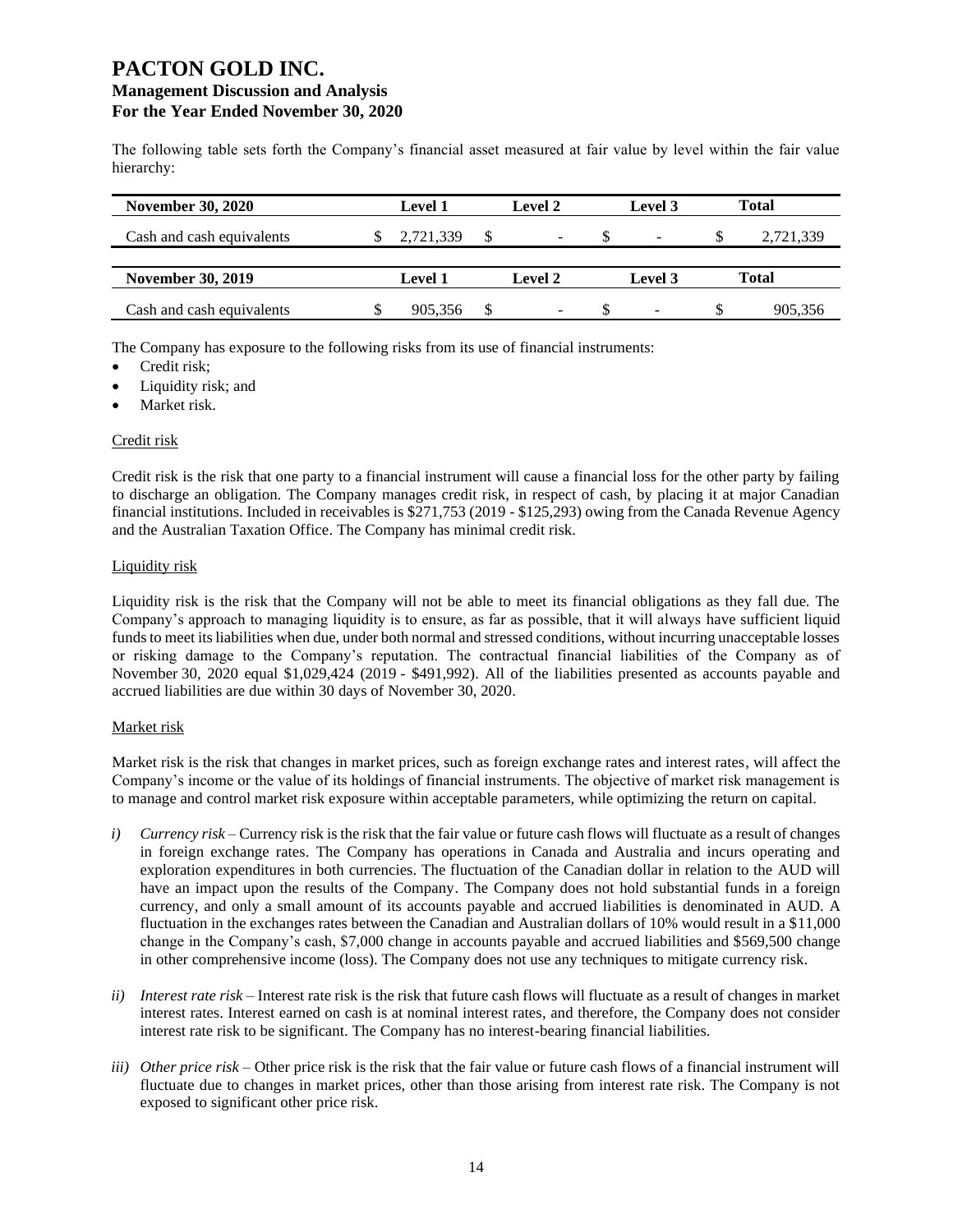The following table sets forth the Company's financial asset measured at fair value by level within the fair value hierarchy:

| November 30, 2020 | Level 1 | Level 2 | Level 3 | Total |
|---|---|---|---|---|
| Cash and cash equivalents | $ 2,721,339 | $ - | $ - | $ 2,721,339 |

| November 30, 2019 | Level 1 | Level 2 | Level 3 | Total |
|---|---|---|---|---|
| Cash and cash equivalents | $ 905,356 | $ - | $ - | $ 905,356 |

The Company has exposure to the following risks from its use of financial instruments:

- Credit risk;
- Liquidity risk; and
- Market risk.

Credit risk

Credit risk is the risk that one party to a financial instrument will cause a financial loss for the other party by failing to discharge an obligation. The Company manages credit risk, in respect of cash, by placing it at major Canadian financial institutions. Included in receivables is $271,753 (2019 - $125,293) owing from the Canada Revenue Agency and the Australian Taxation Office. The Company has minimal credit risk.

Liquidity risk

Liquidity risk is the risk that the Company will not be able to meet its financial obligations as they fall due. The Company's approach to managing liquidity is to ensure, as far as possible, that it will always have sufficient liquid funds to meet its liabilities when due, under both normal and stressed conditions, without incurring unacceptable losses or risking damage to the Company's reputation. The contractual financial liabilities of the Company as of November 30, 2020 equal $1,029,424 (2019 - $491,992). All of the liabilities presented as accounts payable and accrued liabilities are due within 30 days of November 30, 2020.

Market risk

Market risk is the risk that changes in market prices, such as foreign exchange rates and interest rates, will affect the Company's income or the value of its holdings of financial instruments. The objective of market risk management is to manage and control market risk exposure within acceptable parameters, while optimizing the return on capital.

*i) Currency risk* – Currency risk is the risk that the fair value or future cash flows will fluctuate as a result of changes in foreign exchange rates. The Company has operations in Canada and Australia and incurs operating and exploration expenditures in both currencies. The fluctuation of the Canadian dollar in relation to the AUD will have an impact upon the results of the Company. The Company does not hold substantial funds in a foreign currency, and only a small amount of its accounts payable and accrued liabilities is denominated in AUD. A fluctuation in the exchanges rates between the Canadian and Australian dollars of 10% would result in a $11,000 change in the Company's cash, $7,000 change in accounts payable and accrued liabilities and $569,500 change in other comprehensive income (loss). The Company does not use any techniques to mitigate currency risk.

*ii) Interest rate risk* – Interest rate risk is the risk that future cash flows will fluctuate as a result of changes in market interest rates. Interest earned on cash is at nominal interest rates, and therefore, the Company does not consider interest rate risk to be significant. The Company has no interest-bearing financial liabilities.

*iii) Other price risk* – Other price risk is the risk that the fair value or future cash flows of a financial instrument will fluctuate due to changes in market prices, other than those arising from interest rate risk. The Company is not exposed to significant other price risk.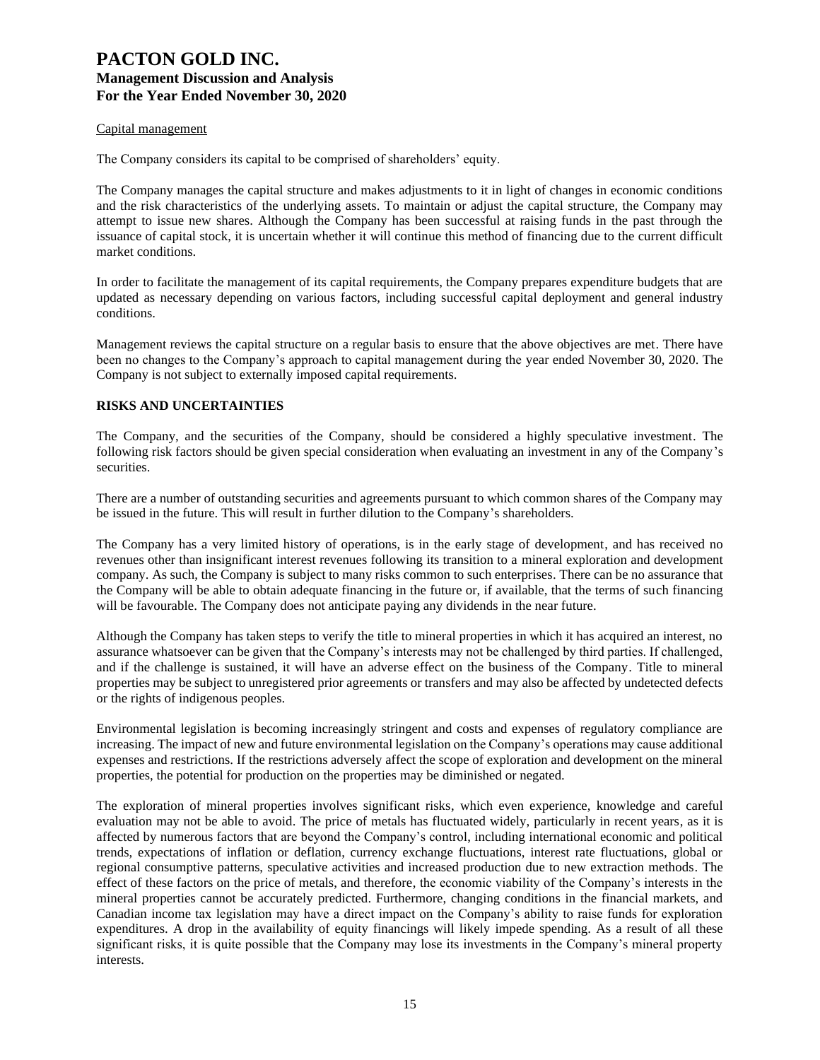Capital management

The Company considers its capital to be comprised of shareholders' equity.

The Company manages the capital structure and makes adjustments to it in light of changes in economic conditions and the risk characteristics of the underlying assets. To maintain or adjust the capital structure, the Company may attempt to issue new shares. Although the Company has been successful at raising funds in the past through the issuance of capital stock, it is uncertain whether it will continue this method of financing due to the current difficult market conditions.

In order to facilitate the management of its capital requirements, the Company prepares expenditure budgets that are updated as necessary depending on various factors, including successful capital deployment and general industry conditions.

Management reviews the capital structure on a regular basis to ensure that the above objectives are met. There have been no changes to the Company's approach to capital management during the year ended November 30, 2020. The Company is not subject to externally imposed capital requirements.

## RISKS AND UNCERTAINTIES

The Company, and the securities of the Company, should be considered a highly speculative investment. The following risk factors should be given special consideration when evaluating an investment in any of the Company's securities.

There are a number of outstanding securities and agreements pursuant to which common shares of the Company may be issued in the future. This will result in further dilution to the Company's shareholders.

The Company has a very limited history of operations, is in the early stage of development, and has received no revenues other than insignificant interest revenues following its transition to a mineral exploration and development company. As such, the Company is subject to many risks common to such enterprises. There can be no assurance that the Company will be able to obtain adequate financing in the future or, if available, that the terms of such financing will be favourable. The Company does not anticipate paying any dividends in the near future.

Although the Company has taken steps to verify the title to mineral properties in which it has acquired an interest, no assurance whatsoever can be given that the Company's interests may not be challenged by third parties. If challenged, and if the challenge is sustained, it will have an adverse effect on the business of the Company. Title to mineral properties may be subject to unregistered prior agreements or transfers and may also be affected by undetected defects or the rights of indigenous peoples.

Environmental legislation is becoming increasingly stringent and costs and expenses of regulatory compliance are increasing. The impact of new and future environmental legislation on the Company's operations may cause additional expenses and restrictions. If the restrictions adversely affect the scope of exploration and development on the mineral properties, the potential for production on the properties may be diminished or negated.

The exploration of mineral properties involves significant risks, which even experience, knowledge and careful evaluation may not be able to avoid. The price of metals has fluctuated widely, particularly in recent years, as it is affected by numerous factors that are beyond the Company's control, including international economic and political trends, expectations of inflation or deflation, currency exchange fluctuations, interest rate fluctuations, global or regional consumptive patterns, speculative activities and increased production due to new extraction methods. The effect of these factors on the price of metals, and therefore, the economic viability of the Company's interests in the mineral properties cannot be accurately predicted. Furthermore, changing conditions in the financial markets, and Canadian income tax legislation may have a direct impact on the Company's ability to raise funds for exploration expenditures. A drop in the availability of equity financings will likely impede spending. As a result of all these significant risks, it is quite possible that the Company may lose its investments in the Company's mineral property interests.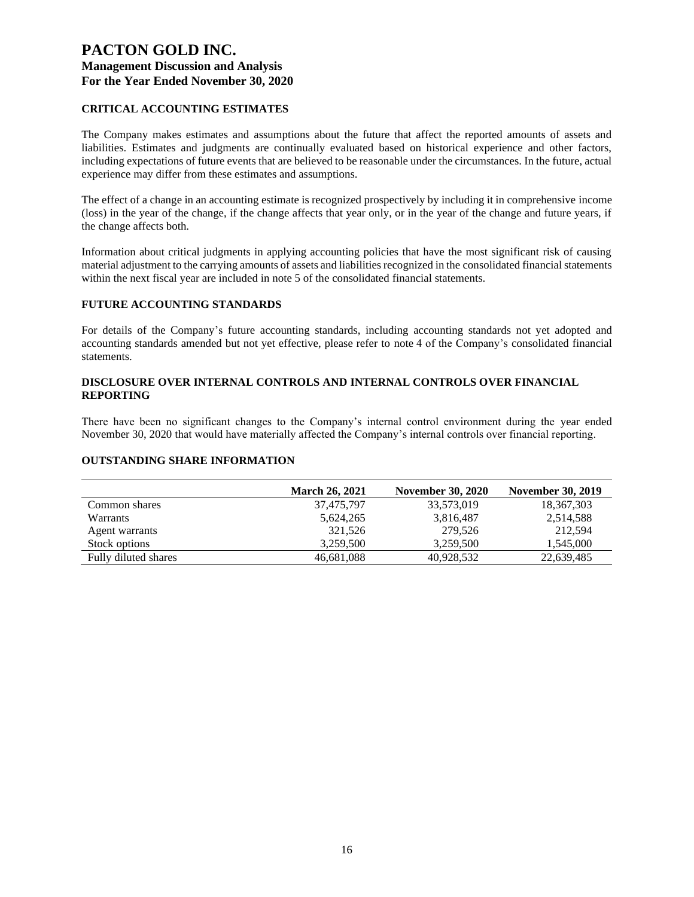# PACTON GOLD INC.
## Management Discussion and Analysis
## For the Year Ended November 30, 2020

### CRITICAL ACCOUNTING ESTIMATES

The Company makes estimates and assumptions about the future that affect the reported amounts of assets and liabilities. Estimates and judgments are continually evaluated based on historical experience and other factors, including expectations of future events that are believed to be reasonable under the circumstances. In the future, actual experience may differ from these estimates and assumptions.

The effect of a change in an accounting estimate is recognized prospectively by including it in comprehensive income (loss) in the year of the change, if the change affects that year only, or in the year of the change and future years, if the change affects both.

Information about critical judgments in applying accounting policies that have the most significant risk of causing material adjustment to the carrying amounts of assets and liabilities recognized in the consolidated financial statements within the next fiscal year are included in note 5 of the consolidated financial statements.

### FUTURE ACCOUNTING STANDARDS

For details of the Company's future accounting standards, including accounting standards not yet adopted and accounting standards amended but not yet effective, please refer to note 4 of the Company's consolidated financial statements.

### DISCLOSURE OVER INTERNAL CONTROLS AND INTERNAL CONTROLS OVER FINANCIAL REPORTING

There have been no significant changes to the Company's internal control environment during the year ended November 30, 2020 that would have materially affected the Company's internal controls over financial reporting.

### OUTSTANDING SHARE INFORMATION

| | March 26, 2021 | November 30, 2020 | November 30, 2019 |
|---|---|---|---|
| Common shares | 37,475,797 | 33,573,019 | 18,367,303 |
| Warrants | 5,624,265 | 3,816,487 | 2,514,588 |
| Agent warrants | 321,526 | 279,526 | 212,594 |
| Stock options | 3,259,500 | 3,259,500 | 1,545,000 |
| Fully diluted shares | 46,681,088 | 40,928,532 | 22,639,485 |